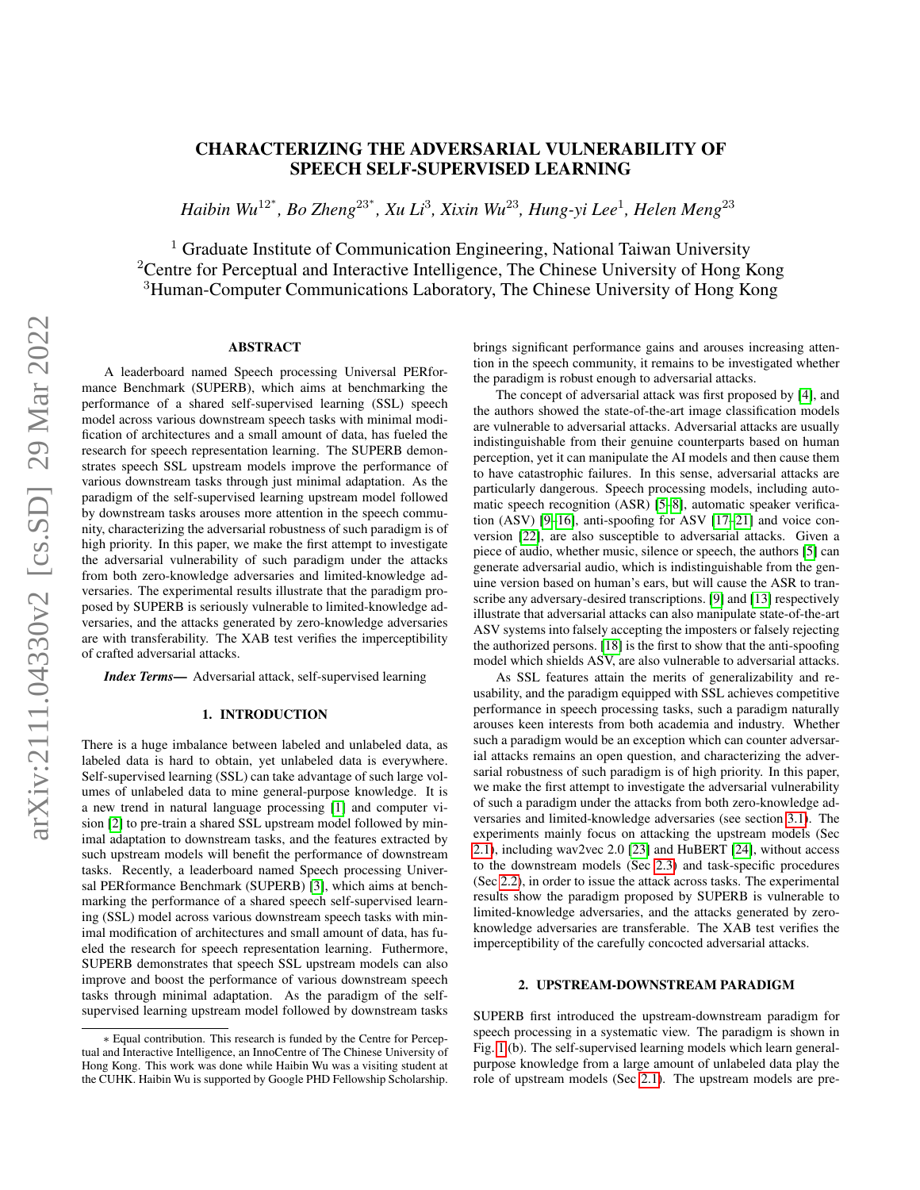# CHARACTERIZING THE ADVERSARIAL VULNERABILITY OF SPEECH SELF-SUPERVISED LEARNING

*Haibin Wu*[1,2*], *Bo Zheng*[2,3*], *Xu Li*[3], *Xixin Wu*[2,3], *Hung-yi Lee*[1], *Helen Meng*[2,3]

[1] Graduate Institute of Communication Engineering, National Taiwan University
[2] Centre for Perceptual and Interactive Intelligence, The Chinese University of Hong Kong
[3] Human-Computer Communications Laboratory, The Chinese University of Hong Kong

## ABSTRACT

A leaderboard named Speech processing Universal PERformance Benchmark (SUPERB), which aims at benchmarking the performance of a shared self-supervised learning (SSL) speech model across various downstream speech tasks with minimal modification of architectures and a small amount of data, has fueled the research for speech representation learning. The SUPERB demonstrates speech SSL upstream models improve the performance of various downstream tasks through just minimal adaptation. As the paradigm of the self-supervised learning upstream model followed by downstream tasks arouses more attention in the speech community, characterizing the adversarial robustness of such paradigm is of high priority. In this paper, we make the first attempt to investigate the adversarial vulnerability of such paradigm under the attacks from both zero-knowledge adversaries and limited-knowledge adversaries. The experimental results illustrate that the paradigm proposed by SUPERB is seriously vulnerable to limited-knowledge adversaries, and the attacks generated by zero-knowledge adversaries are with transferability. The XAB test verifies the imperceptibility of crafted adversarial attacks.

***Index Terms***— Adversarial attack, self-supervised learning

## 1. INTRODUCTION

There is a huge imbalance between labeled and unlabeled data, as labeled data is hard to obtain, yet unlabeled data is everywhere. Self-supervised learning (SSL) can take advantage of such large volumes of unlabeled data to mine general-purpose knowledge. It is a new trend in natural language processing [1] and computer vision [2] to pre-train a shared SSL upstream model followed by minimal adaptation to downstream tasks, and the features extracted by such upstream models will benefit the performance of downstream tasks. Recently, a leaderboard named Speech processing Universal PERformance Benchmark (SUPERB) [3], which aims at benchmarking the performance of a shared speech self-supervised learning (SSL) model across various downstream speech tasks with minimal modification of architectures and small amount of data, has fueled the research for speech representation learning. Futhermore, SUPERB demonstrates that speech SSL upstream models can also improve and boost the performance of various downstream speech tasks through minimal adaptation. As the paradigm of the self-supervised learning upstream model followed by downstream tasks brings significant performance gains and arouses increasing attention in the speech community, it remains to be investigated whether the paradigm is robust enough to adversarial attacks.

The concept of adversarial attack was first proposed by [4], and the authors showed the state-of-the-art image classification models are vulnerable to adversarial attacks. Adversarial attacks are usually indistinguishable from their genuine counterparts based on human perception, yet it can manipulate the AI models and then cause them to have catastrophic failures. In this sense, adversarial attacks are particularly dangerous. Speech processing models, including automatic speech recognition (ASR) [5–8], automatic speaker verification (ASV) [9–16], anti-spoofing for ASV [17–21] and voice conversion [22], are also susceptible to adversarial attacks. Given a piece of audio, whether music, silence or speech, the authors [5] can generate adversarial audio, which is indistinguishable from the genuine version based on human's ears, but will cause the ASR to transcribe any adversary-desired transcriptions. [9] and [13] respectively illustrate that adversarial attacks can also manipulate state-of-the-art ASV systems into falsely accepting the imposters or falsely rejecting the authorized persons. [18] is the first to show that the anti-spoofing model which shields ASV, are also vulnerable to adversarial attacks.

As SSL features attain the merits of generalizability and reusability, and the paradigm equipped with SSL achieves competitive performance in speech processing tasks, such a paradigm naturally arouses keen interests from both academia and industry. Whether such a paradigm would be an exception which can counter adversarial attacks remains an open question, and characterizing the adversarial robustness of such paradigm is of high priority. In this paper, we make the first attempt to investigate the adversarial vulnerability of such a paradigm under the attacks from both zero-knowledge adversaries and limited-knowledge adversaries (see section 3.1). The experiments mainly focus on attacking the upstream models (Sec 2.1), including wav2vec 2.0 [23] and HuBERT [24], without access to the downstream models (Sec 2.3) and task-specific procedures (Sec 2.2), in order to issue the attack across tasks. The experimental results show the paradigm proposed by SUPERB is vulnerable to limited-knowledge adversaries, and the attacks generated by zero-knowledge adversaries are transferable. The XAB test verifies the imperceptibility of the carefully concocted adversarial attacks.

## 2. UPSTREAM-DOWNSTREAM PARADIGM

SUPERB first introduced the upstream-downstream paradigm for speech processing in a systematic view. The paradigm is shown in Fig. 1 (b). The self-supervised learning models which learn general-purpose knowledge from a large amount of unlabeled data play the role of upstream models (Sec 2.1). The upstream models are pre-

∗ Equal contribution. This research is funded by the Centre for Perceptual and Interactive Intelligence, an InnoCentre of The Chinese University of Hong Kong. This work was done while Haibin Wu was a visiting student at the CUHK. Haibin Wu is supported by Google PHD Fellowship Scholarship.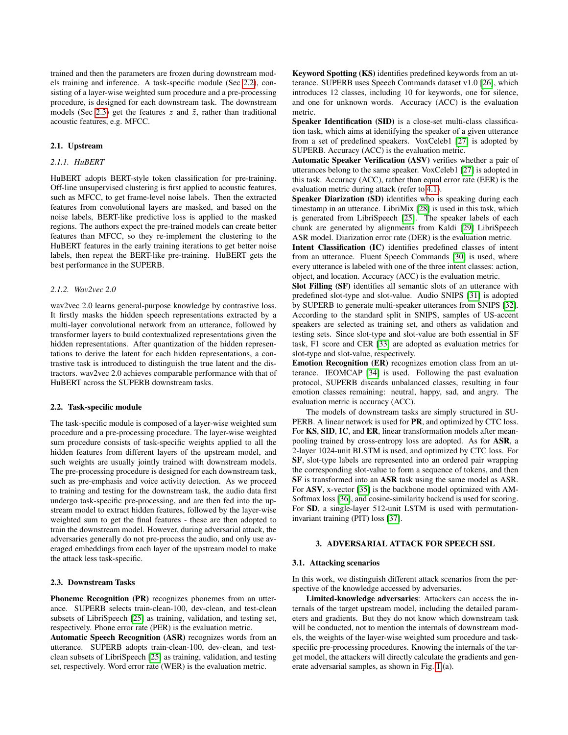trained and then the parameters are frozen during downstream models training and inference. A task-specific module (Sec 2.2), consisting of a layer-wise weighted sum procedure and a pre-processing procedure, is designed for each downstream task. The downstream models (Sec 2.3) get the features $z$ and $\tilde{z}$, rather than traditional acoustic features, e.g. MFCC.

### 2.1. Upstream

#### 2.1.1. HuBERT

HuBERT adopts BERT-style token classification for pre-training. Off-line unsupervised clustering is first applied to acoustic features, such as MFCC, to get frame-level noise labels. Then the extracted features from convolutional layers are masked, and based on the noise labels, BERT-like predictive loss is applied to the masked regions. The authors expect the pre-trained models can create better features than MFCC, so they re-implement the clustering to the HuBERT features in the early training iterations to get better noise labels, then repeat the BERT-like pre-training. HuBERT gets the best performance in the SUPERB.

#### 2.1.2. Wav2vec 2.0

wav2vec 2.0 learns general-purpose knowledge by contrastive loss. It firstly masks the hidden speech representations extracted by a multi-layer convolutional network from an utterance, followed by transformer layers to build contextualized representations given the hidden representations. After quantization of the hidden representations to derive the latent for each hidden representations, a contrastive task is introduced to distinguish the true latent and the distractors. wav2vec 2.0 achieves comparable performance with that of HuBERT across the SUPERB downstream tasks.

### 2.2. Task-specific module

The task-specific module is composed of a layer-wise weighted sum procedure and a pre-processing procedure. The layer-wise weighted sum procedure consists of task-specific weights applied to all the hidden features from different layers of the upstream model, and such weights are usually jointly trained with downstream models. The pre-processing procedure is designed for each downstream task, such as pre-emphasis and voice activity detection. As we proceed to training and testing for the downstream task, the audio data first undergo task-specific pre-processing, and are then fed into the upstream model to extract hidden features, followed by the layer-wise weighted sum to get the final features - these are then adopted to train the downstream model. However, during adversarial attack, the adversaries generally do not pre-process the audio, and only use averaged embeddings from each layer of the upstream model to make the attack less task-specific.

### 2.3. Downstream Tasks

**Phoneme Recognition (PR)** recognizes phonemes from an utterance. SUPERB selects train-clean-100, dev-clean, and test-clean subsets of LibriSpeech [25] as training, validation, and testing set, respectively. Phone error rate (PER) is the evaluation metric.

**Automatic Speech Recognition (ASR)** recognizes words from an utterance. SUPERB adopts train-clean-100, dev-clean, and test-clean subsets of LibriSpeech [25] as training, validation, and testing set, respectively. Word error rate (WER) is the evaluation metric.

**Keyword Spotting (KS)** identifies predefined keywords from an utterance. SUPERB uses Speech Commands dataset v1.0 [26], which introduces 12 classes, including 10 for keywords, one for silence, and one for unknown words. Accuracy (ACC) is the evaluation metric.

**Speaker Identification (SID)** is a close-set multi-class classification task, which aims at identifying the speaker of a given utterance from a set of predefined speakers. VoxCeleb1 [27] is adopted by SUPERB. Accuracy (ACC) is the evaluation metric.

**Automatic Speaker Verification (ASV)** verifies whether a pair of utterances belong to the same speaker. VoxCeleb1 [27] is adopted in this task. Accuracy (ACC), rather than equal error rate (EER) is the evaluation metric during attack (refer to 4.1).

**Speaker Diarization (SD)** identifies who is speaking during each timestamp in an utterance. LibriMix [28] is used in this task, which is generated from LibriSpeech [25]. The speaker labels of each chunk are generated by alignments from Kaldi [29] LibriSpeech ASR model. Diarization error rate (DER) is the evaluation metric.

**Intent Classification (IC)** identifies predefined classes of intent from an utterance. Fluent Speech Commands [30] is used, where every utterance is labeled with one of the three intent classes: action, object, and location. Accuracy (ACC) is the evaluation metric.

**Slot Filling (SF)** identifies all semantic slots of an utterance with predefined slot-type and slot-value. Audio SNIPS [31] is adopted by SUPERB to generate multi-speaker utterances from SNIPS [32]. According to the standard split in SNIPS, samples of US-accent speakers are selected as training set, and others as validation and testing sets. Since slot-type and slot-value are both essential in SF task, F1 score and CER [33] are adopted as evaluation metrics for slot-type and slot-value, respectively.

**Emotion Recognition (ER)** recognizes emotion class from an utterance. IEOMCAP [34] is used. Following the past evaluation protocol, SUPERB discards unbalanced classes, resulting in four emotion classes remaining: neutral, happy, sad, and angry. The evaluation metric is accuracy (ACC).

The models of downstream tasks are simply structured in SUPERB. A linear network is used for **PR**, and optimized by CTC loss. For **KS**, **SID**, **IC**, and **ER**, linear transformation models after mean-pooling trained by cross-entropy loss are adopted. As for **ASR**, a 2-layer 1024-unit BLSTM is used, and optimized by CTC loss. For **SF**, slot-type labels are represented into an ordered pair wrapping the corresponding slot-value to form a sequence of tokens, and then **SF** is transformed into an **ASR** task using the same model as ASR. For **ASV**, x-vector [35] is the backbone model optimized with AM-Softmax loss [36], and cosine-similarity backend is used for scoring. For **SD**, a single-layer 512-unit LSTM is used with permutation-invariant training (PIT) loss [37].

## 3. ADVERSARIAL ATTACK FOR SPEECH SSL

### 3.1. Attacking scenarios

In this work, we distinguish different attack scenarios from the perspective of the knowledge accessed by adversaries.

**Limited-knowledge adversaries**: Attackers can access the internals of the target upstream model, including the detailed parameters and gradients. But they do not know which downstream task will be conducted, not to mention the internals of downstream models, the weights of the layer-wise weighted sum procedure and task-specific pre-processing procedures. Knowing the internals of the target model, the attackers will directly calculate the gradients and generate adversarial samples, as shown in Fig. 1(a).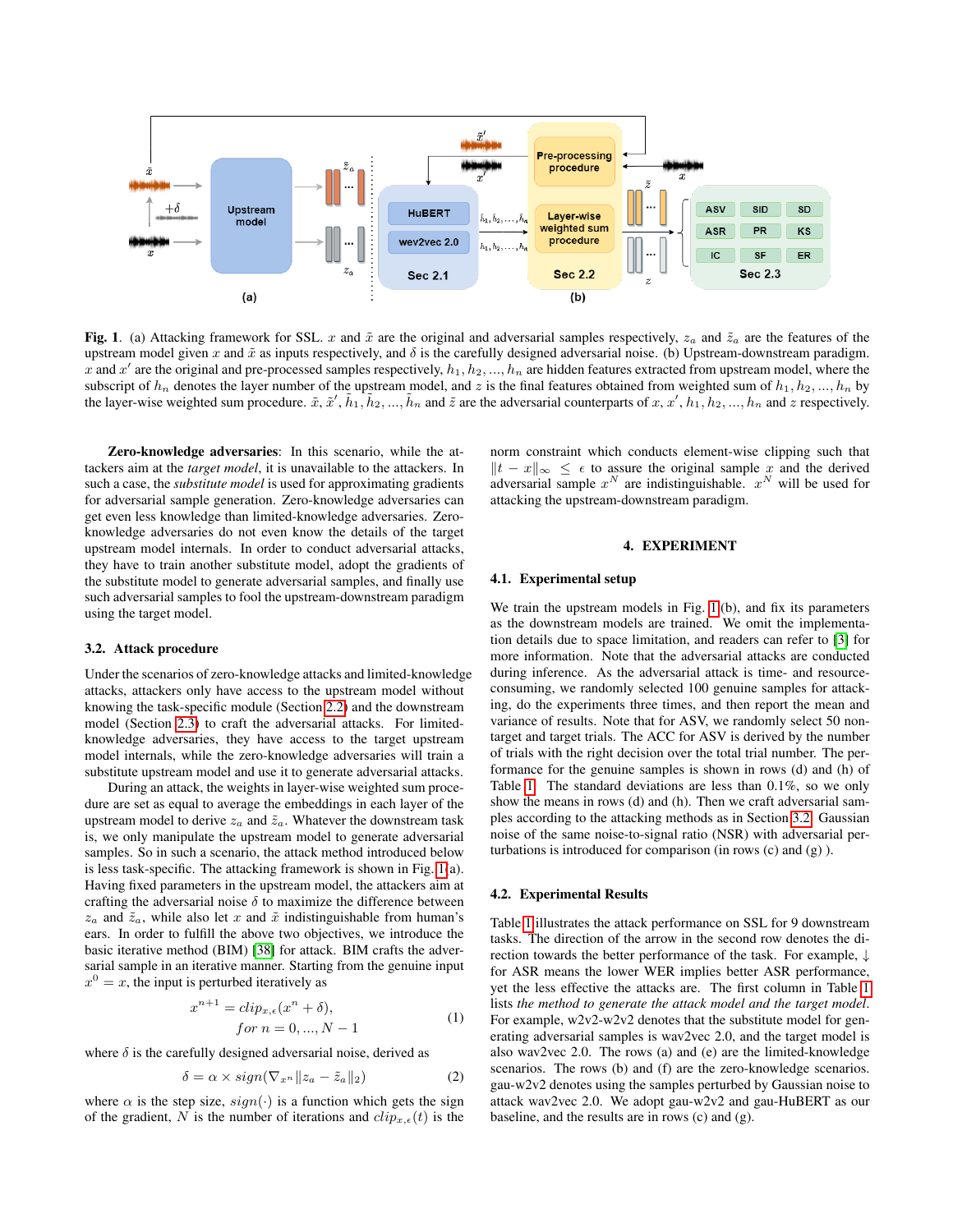**Fig. 1**. (a) Attacking framework for SSL. $x$ and $\tilde{x}$ are the original and adversarial samples respectively, $z_a$ and $\tilde{z}_a$ are the features of the upstream model given $x$ and $\tilde{x}$ as inputs respectively, and $\delta$ is the carefully designed adversarial noise. (b) Upstream-downstream paradigm. $x$ and $x'$ are the original and pre-processed samples respectively, $h_1, h_2, ..., h_n$ are hidden features extracted from upstream model, where the subscript of $h_n$ denotes the layer number of the upstream model, and $z$ is the final features obtained from weighted sum of $h_1, h_2, ..., h_n$ by the layer-wise weighted sum procedure. $\tilde{x}$, $\tilde{x}'$, $\tilde{h}_1, \tilde{h}_2, ..., \tilde{h}_n$ and $\tilde{z}$ are the adversarial counterparts of $x$, $x'$, $h_1, h_2, ..., h_n$ and $z$ respectively.

**Zero-knowledge adversaries**: In this scenario, while the attackers aim at the *target model*, it is unavailable to the attackers. In such a case, the *substitute model* is used for approximating gradients for adversarial sample generation. Zero-knowledge adversaries can get even less knowledge than limited-knowledge adversaries. Zero-knowledge adversaries do not even know the details of the target upstream model internals. In order to conduct adversarial attacks, they have to train another substitute model, adopt the gradients of the substitute model to generate adversarial samples, and finally use such adversarial samples to fool the upstream-downstream paradigm using the target model.

### 3.2. Attack procedure

Under the scenarios of zero-knowledge attacks and limited-knowledge attacks, attackers only have access to the upstream model without knowing the task-specific module (Section 2.2) and the downstream model (Section 2.3) to craft the adversarial attacks. For limited-knowledge adversaries, they have access to the target upstream model internals, while the zero-knowledge adversaries will train a substitute upstream model and use it to generate adversarial attacks.

During an attack, the weights in layer-wise weighted sum procedure are set as equal to average the embeddings in each layer of the upstream model to derive $z_a$ and $\tilde{z}_a$. Whatever the downstream task is, we only manipulate the upstream model to generate adversarial samples. So in such a scenario, the attack method introduced below is less task-specific. The attacking framework is shown in Fig. 1(a). Having fixed parameters in the upstream model, the attackers aim at crafting the adversarial noise $\delta$ to maximize the difference between $z_a$ and $\tilde{z}_a$, while also let $x$ and $\tilde{x}$ indistinguishable from human's ears. In order to fulfill the above two objectives, we introduce the basic iterative method (BIM) [38] for attack. BIM crafts the adversarial sample in an iterative manner. Starting from the genuine input $x^0 = x$, the input is perturbed iteratively as

$$x^{n+1} = clip_{x,\epsilon}(x^n + \delta), \quad for\ n = 0, ..., N-1 \tag{1}$$

where $\delta$ is the carefully designed adversarial noise, derived as

$$\delta = \alpha \times sign(\nabla_{x^n} \|z_a - \tilde{z}_a\|_2) \tag{2}$$

where $\alpha$ is the step size, $sign(\cdot)$ is a function which gets the sign of the gradient, $N$ is the number of iterations and $clip_{x,\epsilon}(t)$ is the norm constraint which conducts element-wise clipping such that $\|t - x\|_\infty \leq \epsilon$ to assure the original sample $x$ and the derived adversarial sample $x^N$ are indistinguishable. $x^N$ will be used for attacking the upstream-downstream paradigm.

## 4. EXPERIMENT

### 4.1. Experimental setup

We train the upstream models in Fig. 1(b), and fix its parameters as the downstream models are trained. We omit the implementation details due to space limitation, and readers can refer to [3] for more information. Note that the adversarial attacks are conducted during inference. As the adversarial attack is time- and resource-consuming, we randomly selected 100 genuine samples for attacking, do the experiments three times, and then report the mean and variance of results. Note that for ASV, we randomly select 50 non-target and target trials. The ACC for ASV is derived by the number of trials with the right decision over the total trial number. The performance for the genuine samples is shown in rows (d) and (h) of Table 1. The standard deviations are less than 0.1%, so we only show the means in rows (d) and (h). Then we craft adversarial samples according to the attacking methods as in Section 3.2. Gaussian noise of the same noise-to-signal ratio (NSR) with adversarial perturbations is introduced for comparison (in rows (c) and (g) ).

### 4.2. Experimental Results

Table 1 illustrates the attack performance on SSL for 9 downstream tasks. The direction of the arrow in the second row denotes the direction towards the better performance of the task. For example, ↓ for ASR means the lower WER implies better ASR performance, yet the less effective the attacks are. The first column in Table 1 lists *the method to generate the attack model and the target model*. For example, w2v2-w2v2-w2v2 denotes that the substitute model for generating adversarial samples is wav2vec 2.0, and the target model is also wav2vec 2.0. The rows (a) and (e) are the limited-knowledge scenarios. The rows (b) and (f) are the zero-knowledge scenarios. gau-w2v2 denotes using the samples perturbed by Gaussian noise to attack wav2vec 2.0. We adopt gau-w2v2 and gau-HuBERT as our baseline, and the results are in rows (c) and (g).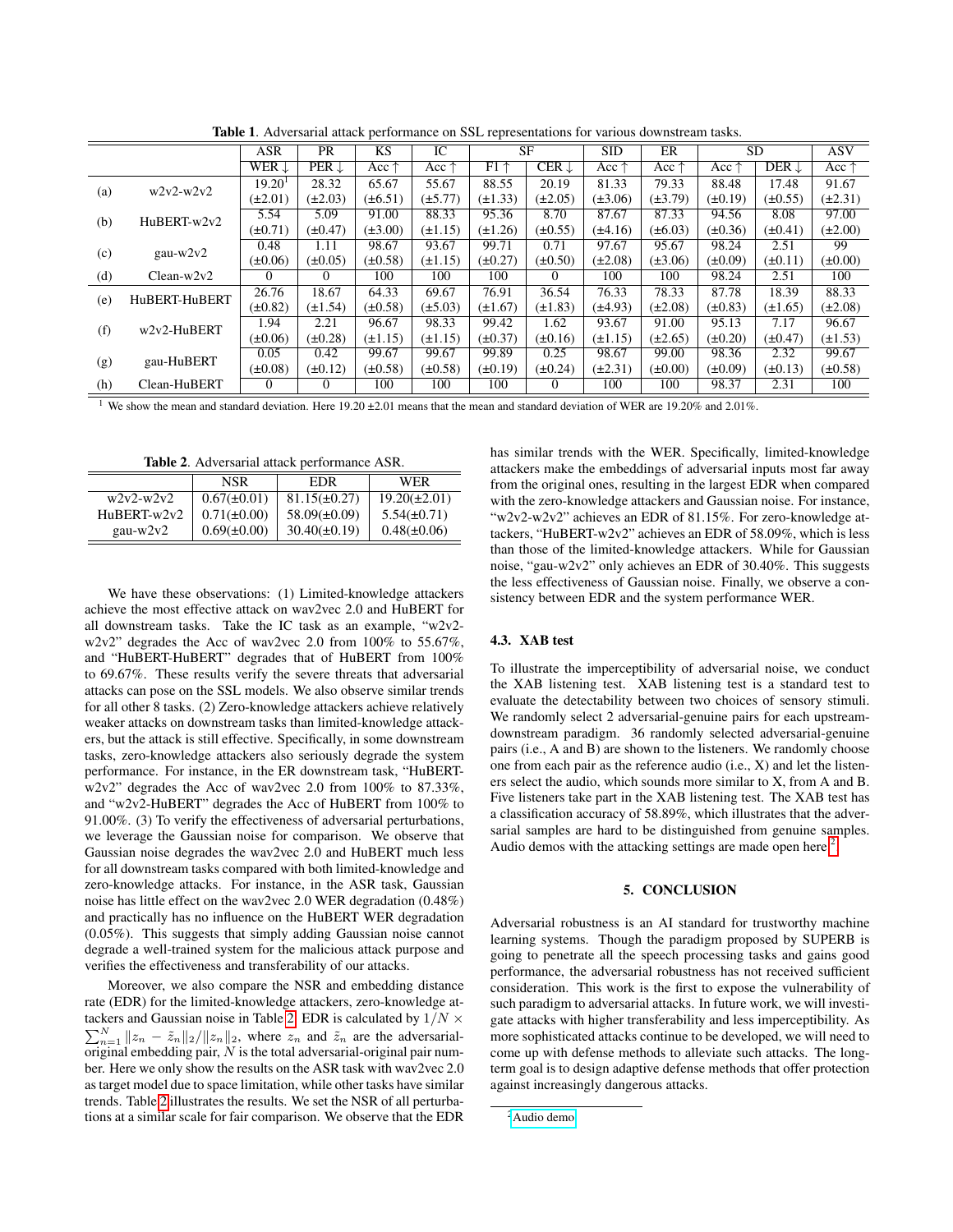**Table 1.** Adversarial attack performance on SSL representations for various downstream tasks.

| | | ASR | PR | KS | IC | SF | | SID | ER | SD | | ASV |
|---|---|---|---|---|---|---|---|---|---|---|---|---|
| | | WER ↓ | PER ↓ | Acc ↑ | Acc ↑ | F1 ↑ | CER ↓ | Acc ↑ | Acc ↑ | Acc ↑ | DER ↓ | Acc ↑ |
| (a) | w2v2-w2v2 | 19.20[1] (±2.01) | 28.32 (±2.03) | 65.67 (±6.51) | 55.67 (±5.77) | 88.55 (±1.33) | 20.19 (±2.05) | 81.33 (±3.06) | 79.33 (±3.79) | 88.48 (±0.19) | 17.48 (±0.55) | 91.67 (±2.31) |
| (b) | HuBERT-w2v2 | 5.54 (±0.71) | 5.09 (±0.47) | 91.00 (±3.00) | 88.33 (±1.15) | 95.36 (±1.26) | 8.70 (±0.55) | 87.67 (±4.16) | 87.33 (±6.03) | 94.56 (±0.36) | 8.08 (±0.41) | 97.00 (±2.00) |
| (c) | gau-w2v2 | 0.48 (±0.06) | 1.11 (±0.05) | 98.67 (±0.58) | 93.67 (±1.15) | 99.71 (±0.27) | 0.71 (±0.50) | 97.67 (±2.08) | 95.67 (±3.06) | 98.24 (±0.09) | 2.51 (±0.11) | 99 (±0.00) |
| (d) | Clean-w2v2 | 0 | 0 | 100 | 100 | 100 | 0 | 100 | 100 | 98.24 | 2.51 | 100 |
| (e) | HuBERT-HuBERT | 26.76 (±0.82) | 18.67 (±1.54) | 64.33 (±0.58) | 69.67 (±5.03) | 76.91 (±1.67) | 36.54 (±1.83) | 76.33 (±4.93) | 78.33 (±2.08) | 87.78 (±0.83) | 18.39 (±1.65) | 88.33 (±2.08) |
| (f) | w2v2-HuBERT | 1.94 (±0.06) | 2.21 (±0.28) | 96.67 (±1.15) | 98.33 (±1.15) | 99.42 (±0.37) | 1.62 (±0.16) | 93.67 (±1.15) | 91.00 (±2.65) | 95.13 (±0.20) | 7.17 (±0.47) | 96.67 (±1.53) |
| (g) | gau-HuBERT | 0.05 (±0.08) | 0.42 (±0.12) | 99.67 (±0.58) | 99.67 (±0.58) | 99.89 (±0.19) | 0.25 (±0.24) | 98.67 (±2.31) | 99.00 (±0.00) | 98.36 (±0.09) | 2.32 (±0.13) | 99.67 (±0.58) |
| (h) | Clean-HuBERT | 0 | 0 | 100 | 100 | 100 | 0 | 100 | 100 | 98.37 | 2.31 | 100 |

[1] We show the mean and standard deviation. Here 19.20 ±2.01 means that the mean and standard deviation of WER are 19.20% and 2.01%.

**Table 2.** Adversarial attack performance ASR.

| | NSR | EDR | WER |
|---|---|---|---|
| w2v2-w2v2 | 0.67(±0.01) | 81.15(±0.27) | 19.20(±2.01) |
| HuBERT-w2v2 | 0.71(±0.00) | 58.09(±0.09) | 5.54(±0.71) |
| gau-w2v2 | 0.69(±0.00) | 30.40(±0.19) | 0.48(±0.06) |

We have these observations: (1) Limited-knowledge attackers achieve the most effective attack on wav2vec 2.0 and HuBERT for all downstream tasks. Take the IC task as an example, "w2v2-w2v2" degrades the Acc of wav2vec 2.0 from 100% to 55.67%, and "HuBERT-HuBERT" degrades that of HuBERT from 100% to 69.67%. These results verify the severe threats that adversarial attacks can pose on the SSL models. We also observe similar trends for all other 8 tasks. (2) Zero-knowledge attackers achieve relatively weaker attacks on downstream tasks than limited-knowledge attackers, but the attack is still effective. Specifically, in some downstream tasks, zero-knowledge attackers also seriously degrade the system performance. For instance, in the ER downstream task, "HuBERT-w2v2" degrades the Acc of wav2vec 2.0 from 100% to 87.33%, and "w2v2-HuBERT" degrades the Acc of HuBERT from 100% to 91.00%. (3) To verify the effectiveness of adversarial perturbations, we leverage the Gaussian noise for comparison. We observe that Gaussian noise degrades the wav2vec 2.0 and HuBERT much less for all downstream tasks compared with both limited-knowledge and zero-knowledge attacks. For instance, in the ASR task, Gaussian noise has little effect on the wav2vec 2.0 WER degradation (0.48%) and practically has no influence on the HuBERT WER degradation (0.05%). This suggests that simply adding Gaussian noise cannot degrade a well-trained system for the malicious attack purpose and verifies the effectiveness and transferability of our attacks.

Moreover, we also compare the NSR and embedding distance rate (EDR) for the limited-knowledge attackers, zero-knowledge attackers and Gaussian noise in Table 2. EDR is calculated by $1/N \times \sum_{n=1}^{N} \|z_n - \tilde{z}_n\|_2 / \|z_n\|_2$, where $z_n$ and $\tilde{z}_n$ are the adversarial-original embedding pair, $N$ is the total adversarial-original pair number. Here we only show the results on the ASR task with wav2vec 2.0 as target model due to space limitation, while other tasks have similar trends. Table 2 illustrates the results. We set the NSR of all perturbations at a similar scale for fair comparison. We observe that the EDR has similar trends with the WER. Specifically, limited-knowledge attackers make the embeddings of adversarial inputs most far away from the original ones, resulting in the largest EDR when compared with the zero-knowledge attackers and Gaussian noise. For instance, "w2v2-w2v2" achieves an EDR of 81.15%. For zero-knowledge attackers, "HuBERT-w2v2" achieves an EDR of 58.09%, which is less than those of the limited-knowledge attackers. While for Gaussian noise, "gau-w2v2" only achieves an EDR of 30.40%. This suggests the less effectiveness of Gaussian noise. Finally, we observe a consistency between EDR and the system performance WER.

### 4.3. XAB test

To illustrate the imperceptibility of adversarial noise, we conduct the XAB listening test. XAB listening test is a standard test to evaluate the detectability between two choices of sensory stimuli. We randomly select 2 adversarial-genuine pairs for each upstream-downstream paradigm. 36 randomly selected adversarial-genuine pairs (i.e., A and B) are shown to the listeners. We randomly choose one from each pair as the reference audio (i.e., X) and let the listeners select the audio, which sounds more similar to X, from A and B. Five listeners take part in the XAB listening test. The XAB test has a classification accuracy of 58.89%, which illustrates that the adversarial samples are hard to be distinguished from genuine samples. Audio demos with the attacking settings are made open here[2].

## 5. CONCLUSION

Adversarial robustness is an AI standard for trustworthy machine learning systems. Though the paradigm proposed by SUPERB is going to penetrate all the speech processing tasks and gains good performance, the adversarial robustness has not received sufficient consideration. This work is the first to expose the vulnerability of such paradigm to adversarial attacks. In future work, we will investigate attacks with higher transferability and less imperceptibility. As more sophisticated attacks continue to be developed, we will need to come up with defense methods to alleviate such attacks. The long-term goal is to design adaptive defense methods that offer protection against increasingly dangerous attacks.

[2] Audio demo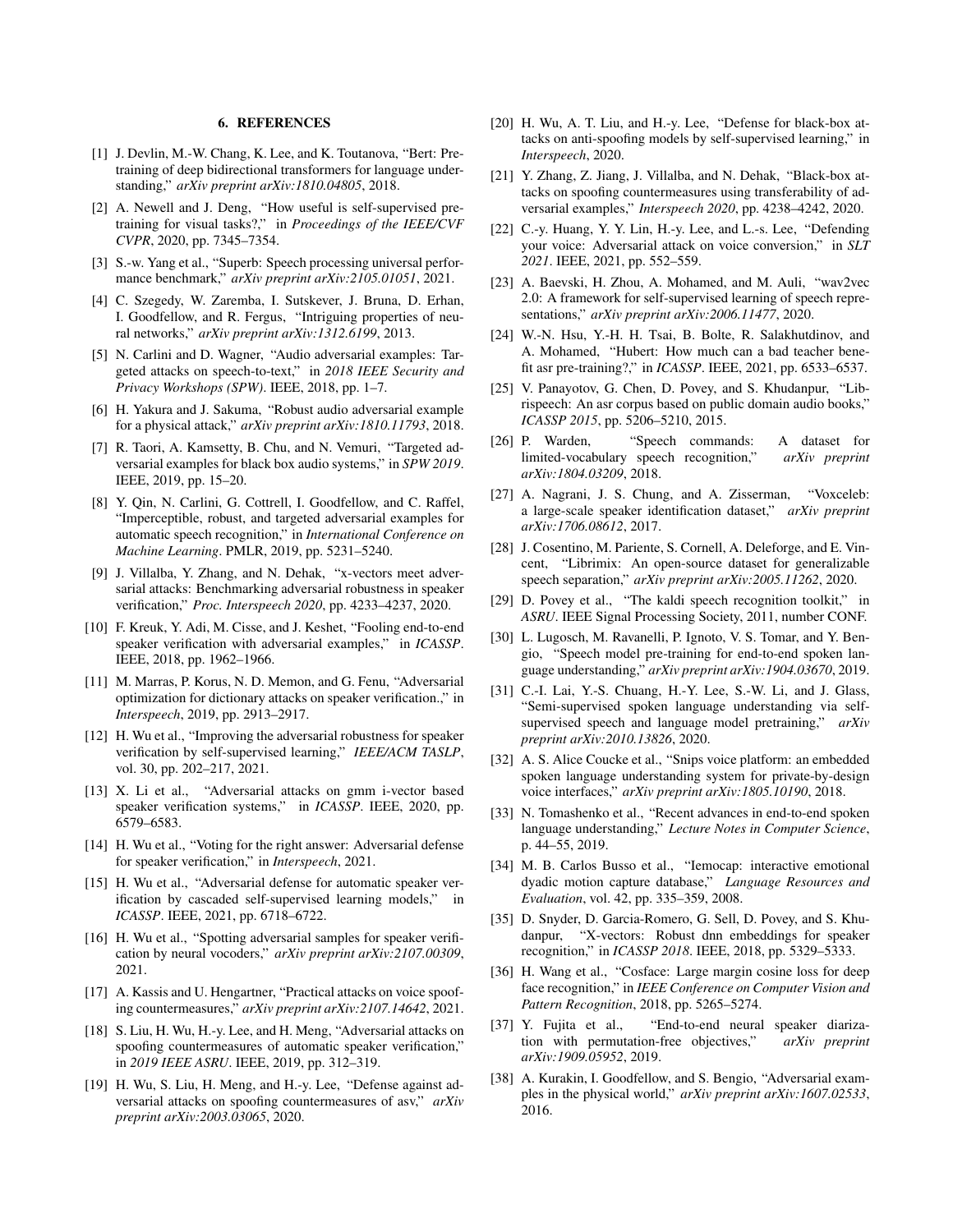## 6. REFERENCES

[1] J. Devlin, M.-W. Chang, K. Lee, and K. Toutanova, "Bert: Pre-training of deep bidirectional transformers for language understanding," *arXiv preprint arXiv:1810.04805*, 2018.

[2] A. Newell and J. Deng, "How useful is self-supervised pre-training for visual tasks?," in *Proceedings of the IEEE/CVF CVPR*, 2020, pp. 7345–7354.

[3] S.-w. Yang et al., "Superb: Speech processing universal performance benchmark," *arXiv preprint arXiv:2105.01051*, 2021.

[4] C. Szegedy, W. Zaremba, I. Sutskever, J. Bruna, D. Erhan, I. Goodfellow, and R. Fergus, "Intriguing properties of neural networks," *arXiv preprint arXiv:1312.6199*, 2013.

[5] N. Carlini and D. Wagner, "Audio adversarial examples: Targeted attacks on speech-to-text," in *2018 IEEE Security and Privacy Workshops (SPW)*. IEEE, 2018, pp. 1–7.

[6] H. Yakura and J. Sakuma, "Robust audio adversarial example for a physical attack," *arXiv preprint arXiv:1810.11793*, 2018.

[7] R. Taori, A. Kamsetty, B. Chu, and N. Vemuri, "Targeted adversarial examples for black box audio systems," in *SPW 2019*. IEEE, 2019, pp. 15–20.

[8] Y. Qin, N. Carlini, G. Cottrell, I. Goodfellow, and C. Raffel, "Imperceptible, robust, and targeted adversarial examples for automatic speech recognition," in *International Conference on Machine Learning*. PMLR, 2019, pp. 5231–5240.

[9] J. Villalba, Y. Zhang, and N. Dehak, "x-vectors meet adversarial attacks: Benchmarking adversarial robustness in speaker verification," *Proc. Interspeech 2020*, pp. 4233–4237, 2020.

[10] F. Kreuk, Y. Adi, M. Cisse, and J. Keshet, "Fooling end-to-end speaker verification with adversarial examples," in *ICASSP*. IEEE, 2018, pp. 1962–1966.

[11] M. Marras, P. Korus, N. D. Memon, and G. Fenu, "Adversarial optimization for dictionary attacks on speaker verification.," in *Interspeech*, 2019, pp. 2913–2917.

[12] H. Wu et al., "Improving the adversarial robustness for speaker verification by self-supervised learning," *IEEE/ACM TASLP*, vol. 30, pp. 202–217, 2021.

[13] X. Li et al., "Adversarial attacks on gmm i-vector based speaker verification systems," in *ICASSP*. IEEE, 2020, pp. 6579–6583.

[14] H. Wu et al., "Voting for the right answer: Adversarial defense for speaker verification," in *Interspeech*, 2021.

[15] H. Wu et al., "Adversarial defense for automatic speaker verification by cascaded self-supervised learning models," in *ICASSP*. IEEE, 2021, pp. 6718–6722.

[16] H. Wu et al., "Spotting adversarial samples for speaker verification by neural vocoders," *arXiv preprint arXiv:2107.00309*, 2021.

[17] A. Kassis and U. Hengartner, "Practical attacks on voice spoofing countermeasures," *arXiv preprint arXiv:2107.14642*, 2021.

[18] S. Liu, H. Wu, H.-y. Lee, and H. Meng, "Adversarial attacks on spoofing countermeasures of automatic speaker verification," in *2019 IEEE ASRU*. IEEE, 2019, pp. 312–319.

[19] H. Wu, S. Liu, H. Meng, and H.-y. Lee, "Defense against adversarial attacks on spoofing countermeasures of asv," *arXiv preprint arXiv:2003.03065*, 2020.

[20] H. Wu, A. T. Liu, and H.-y. Lee, "Defense for black-box attacks on anti-spoofing models by self-supervised learning," in *Interspeech*, 2020.

[21] Y. Zhang, Z. Jiang, J. Villalba, and N. Dehak, "Black-box attacks on spoofing countermeasures using transferability of adversarial examples," *Interspeech 2020*, pp. 4238–4242, 2020.

[22] C.-y. Huang, Y. Y. Lin, H.-y. Lee, and L.-s. Lee, "Defending your voice: Adversarial attack on voice conversion," in *SLT 2021*. IEEE, 2021, pp. 552–559.

[23] A. Baevski, H. Zhou, A. Mohamed, and M. Auli, "wav2vec 2.0: A framework for self-supervised learning of speech representations," *arXiv preprint arXiv:2006.11477*, 2020.

[24] W.-N. Hsu, Y.-H. H. Tsai, B. Bolte, R. Salakhutdinov, and A. Mohamed, "Hubert: How much can a bad teacher benefit asr pre-training?," in *ICASSP*. IEEE, 2021, pp. 6533–6537.

[25] V. Panayotov, G. Chen, D. Povey, and S. Khudanpur, "Librispeech: An asr corpus based on public domain audio books," *ICASSP 2015*, pp. 5206–5210, 2015.

[26] P. Warden, "Speech commands: A dataset for limited-vocabulary speech recognition," *arXiv preprint arXiv:1804.03209*, 2018.

[27] A. Nagrani, J. S. Chung, and A. Zisserman, "Voxceleb: a large-scale speaker identification dataset," *arXiv preprint arXiv:1706.08612*, 2017.

[28] J. Cosentino, M. Pariente, S. Cornell, A. Deleforge, and E. Vincent, "Librimix: An open-source dataset for generalizable speech separation," *arXiv preprint arXiv:2005.11262*, 2020.

[29] D. Povey et al., "The kaldi speech recognition toolkit," in *ASRU*. IEEE Signal Processing Society, 2011, number CONF.

[30] L. Lugosch, M. Ravanelli, P. Ignoto, V. S. Tomar, and Y. Bengio, "Speech model pre-training for end-to-end spoken language understanding," *arXiv preprint arXiv:1904.03670*, 2019.

[31] C.-I. Lai, Y.-S. Chuang, H.-Y. Lee, S.-W. Li, and J. Glass, "Semi-supervised spoken language understanding via self-supervised speech and language model pretraining," *arXiv preprint arXiv:2010.13826*, 2020.

[32] A. S. Alice Coucke et al., "Snips voice platform: an embedded spoken language understanding system for private-by-design voice interfaces," *arXiv preprint arXiv:1805.10190*, 2018.

[33] N. Tomashenko et al., "Recent advances in end-to-end spoken language understanding," *Lecture Notes in Computer Science*, p. 44–55, 2019.

[34] M. B. Carlos Busso et al., "Iemocap: interactive emotional dyadic motion capture database," *Language Resources and Evaluation*, vol. 42, pp. 335–359, 2008.

[35] D. Snyder, D. Garcia-Romero, G. Sell, D. Povey, and S. Khudanpur, "X-vectors: Robust dnn embeddings for speaker recognition," in *ICASSP 2018*. IEEE, 2018, pp. 5329–5333.

[36] H. Wang et al., "Cosface: Large margin cosine loss for deep face recognition," in *IEEE Conference on Computer Vision and Pattern Recognition*, 2018, pp. 5265–5274.

[37] Y. Fujita et al., "End-to-end neural speaker diarization with permutation-free objectives," *arXiv preprint arXiv:1909.05952*, 2019.

[38] A. Kurakin, I. Goodfellow, and S. Bengio, "Adversarial examples in the physical world," *arXiv preprint arXiv:1607.02533*, 2016.